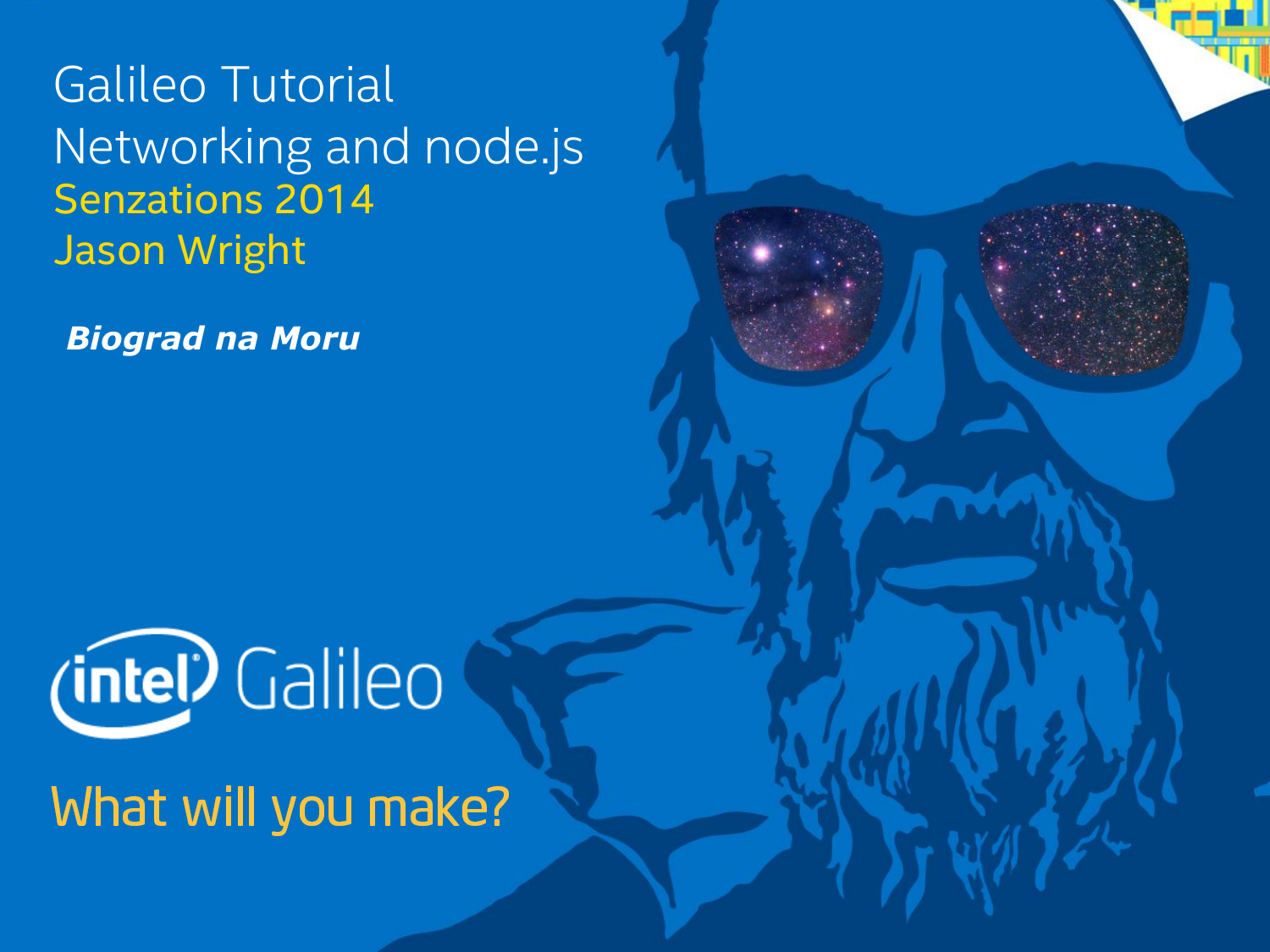# Galileo Tutorial
# Networking and node.js

## Senzations 2014
## Jason Wright

***Biograd na Moru***

intel Galileo

What will you make?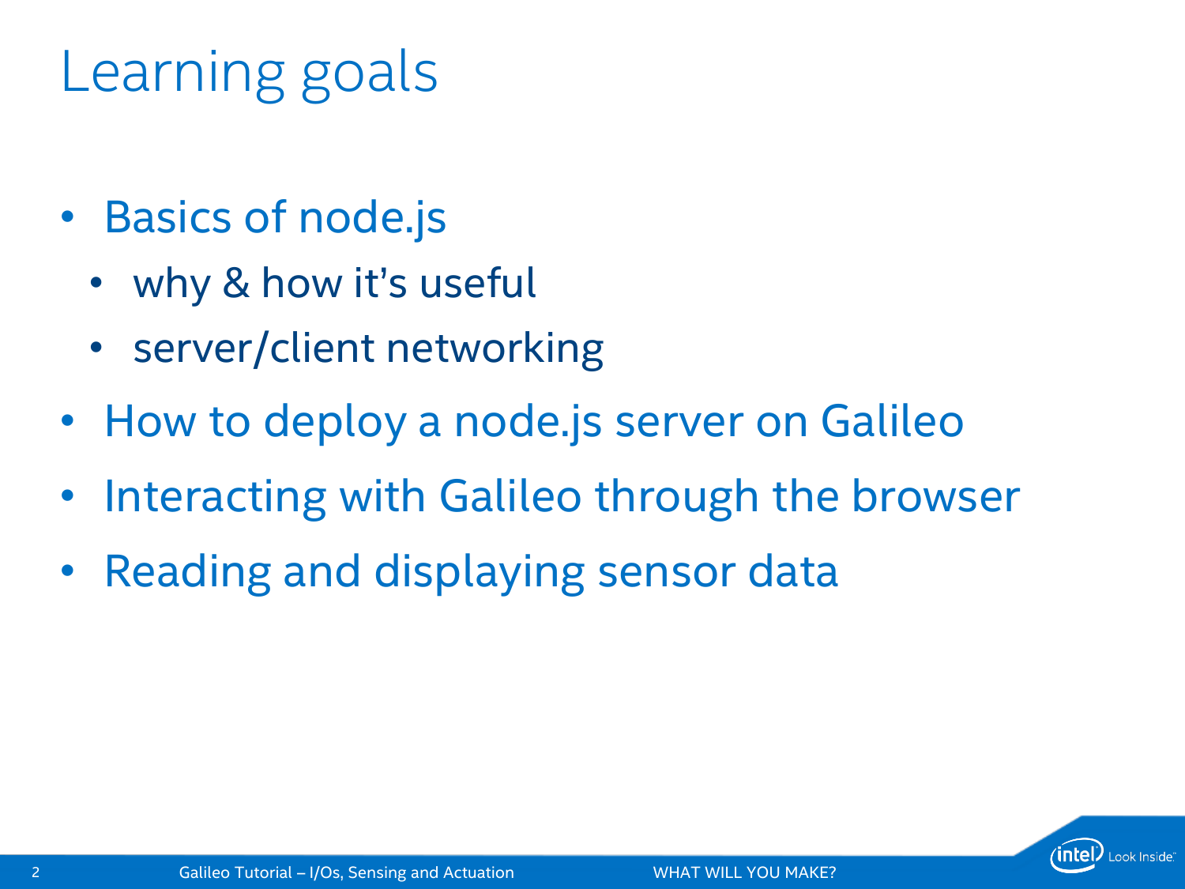# Learning goals

- Basics of node.js
  - why & how it's useful
  - server/client networking
- How to deploy a node.js server on Galileo
- Interacting with Galileo through the browser
- Reading and displaying sensor data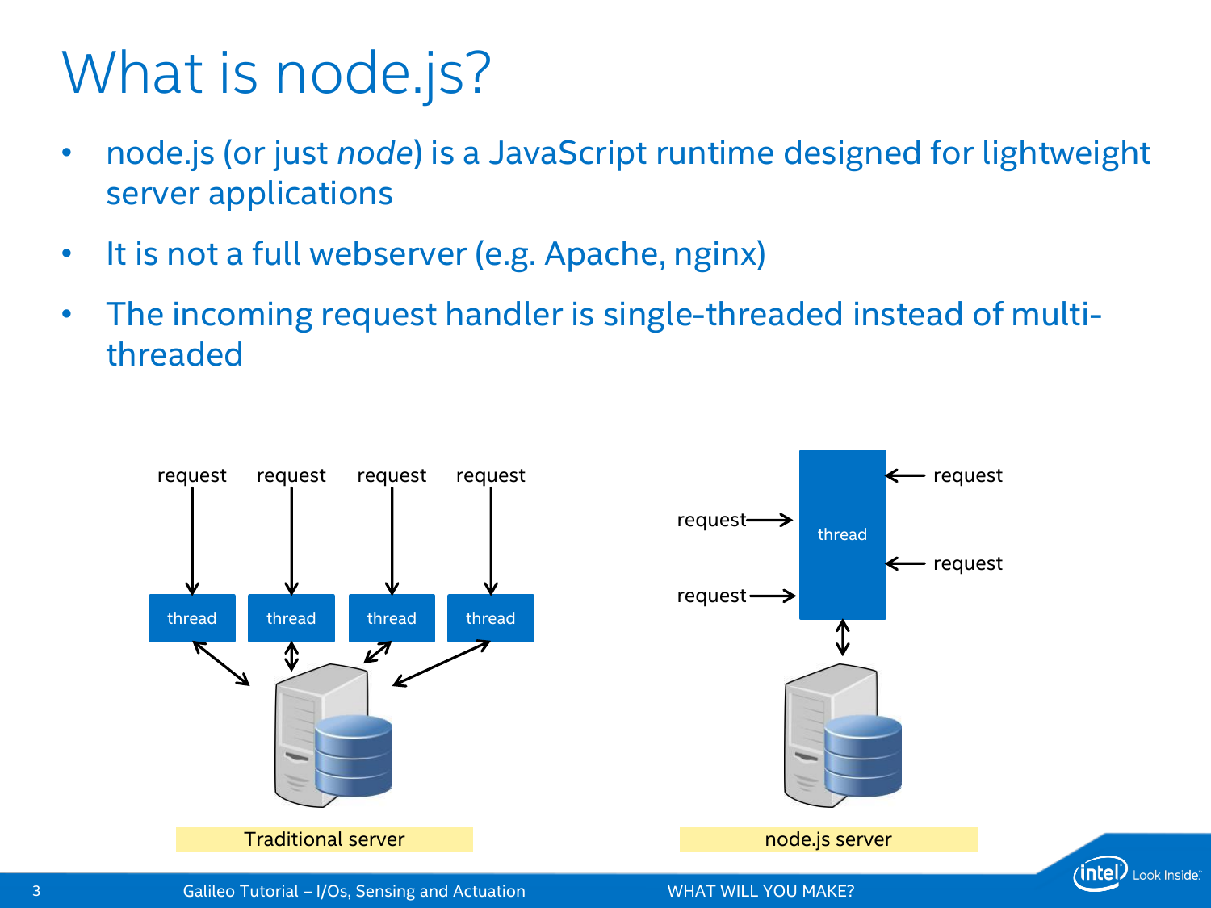# What is node.js?

- node.js (or just *node*) is a JavaScript runtime designed for lightweight server applications
- It is not a full webserver (e.g. Apache, nginx)
- The incoming request handler is single-threaded instead of multi-threaded

request request request request

thread thread thread thread

Traditional server

request request request request

thread

node.js server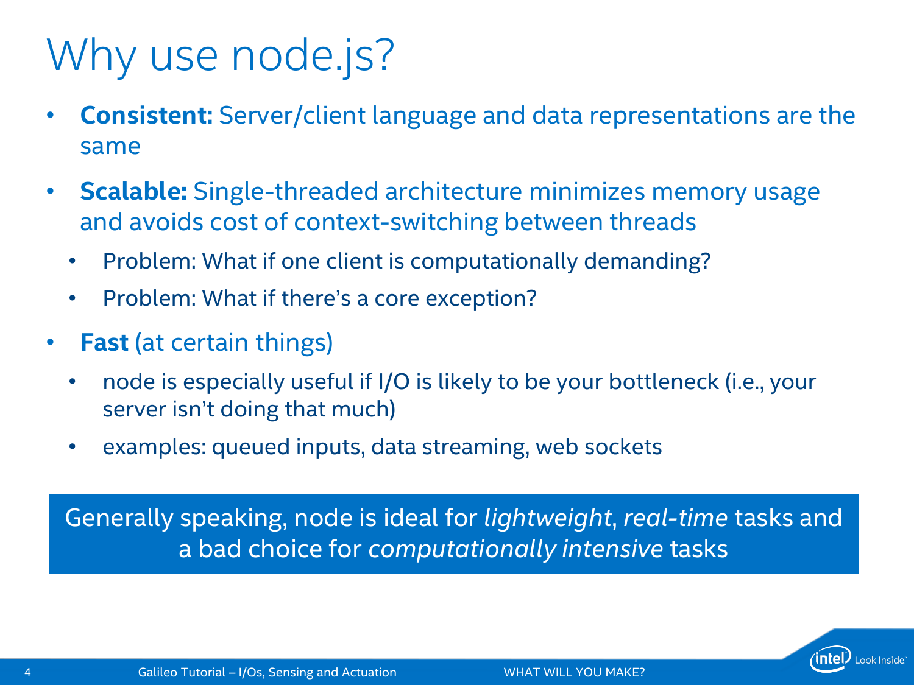# Why use node.js?

- **Consistent:** Server/client language and data representations are the same
- **Scalable:** Single-threaded architecture minimizes memory usage and avoids cost of context-switching between threads
  - Problem: What if one client is computationally demanding?
  - Problem: What if there's a core exception?
- **Fast** (at certain things)
  - node is especially useful if I/O is likely to be your bottleneck (i.e., your server isn't doing that much)
  - examples: queued inputs, data streaming, web sockets

Generally speaking, node is ideal for *lightweight*, *real-time* tasks and a bad choice for *computationally intensive* tasks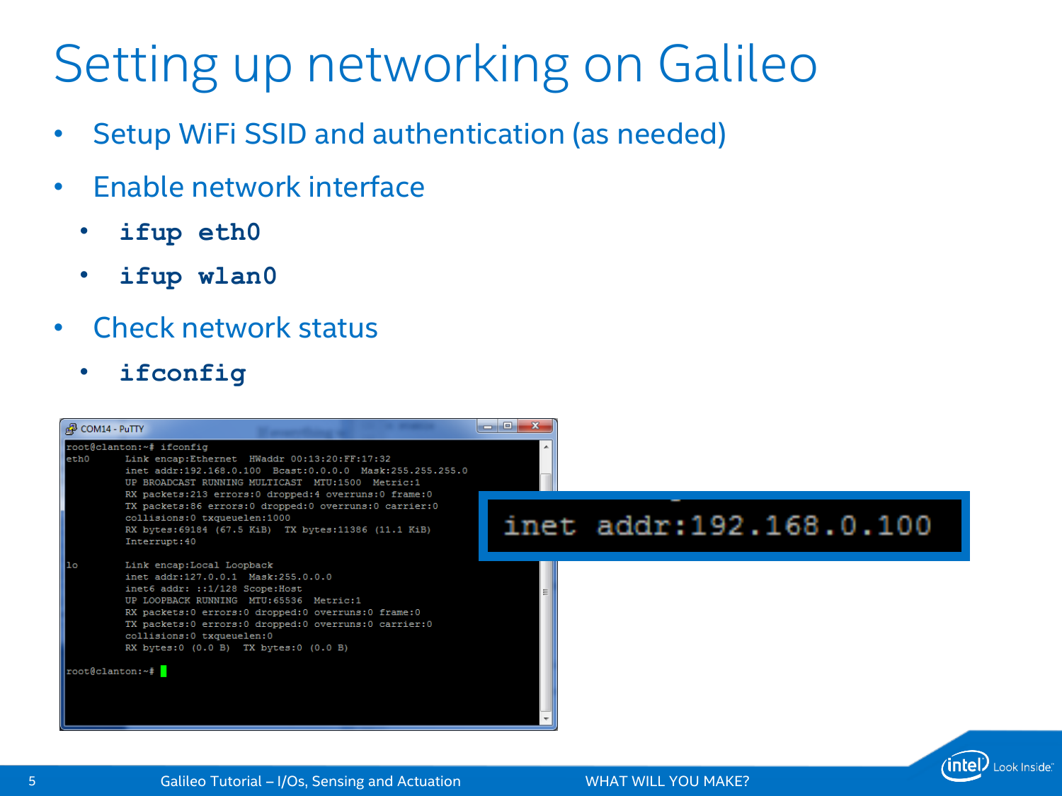# Setting up networking on Galileo

- Setup WiFi SSID and authentication (as needed)
- Enable network interface
  - **`ifup eth0`**
  - **`ifup wlan0`**
- Check network status
  - **`ifconfig`**

```
root@clanton:~# ifconfig
eth0      Link encap:Ethernet  HWaddr 00:13:20:FF:17:32
          inet addr:192.168.0.100  Bcast:0.0.0.0  Mask:255.255.255.0
          UP BROADCAST RUNNING MULTICAST  MTU:1500  Metric:1
          RX packets:213 errors:0 dropped:4 overruns:0 frame:0
          TX packets:86 errors:0 dropped:0 overruns:0 carrier:0
          collisions:0 txqueuelen:1000
          RX bytes:69184 (67.5 KiB)  TX bytes:11386 (11.1 KiB)
          Interrupt:40

lo        Link encap:Local Loopback
          inet addr:127.0.0.1  Mask:255.0.0.0
          inet6 addr: ::1/128 Scope:Host
          UP LOOPBACK RUNNING  MTU:65536  Metric:1
          RX packets:0 errors:0 dropped:0 overruns:0 frame:0
          TX packets:0 errors:0 dropped:0 overruns:0 carrier:0
          collisions:0 txqueuelen:0
          RX bytes:0 (0.0 B)  TX bytes:0 (0.0 B)

root@clanton:~#
```

```
inet addr:192.168.0.100
```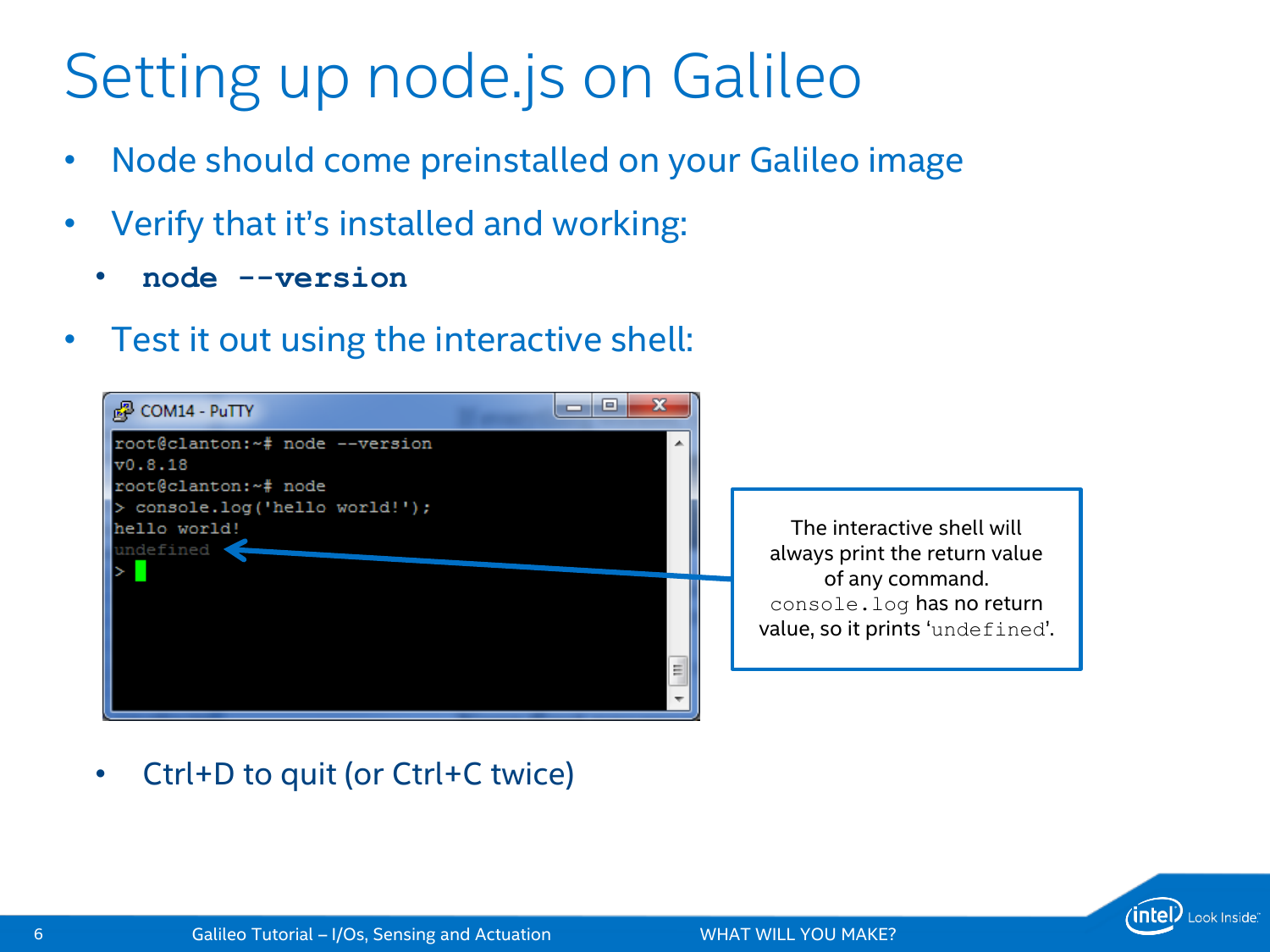# Setting up node.js on Galileo

- Node should come preinstalled on your Galileo image
- Verify that it's installed and working:
  - **`node --version`**
- Test it out using the interactive shell:

```
root@clanton:~# node --version
v0.8.18
root@clanton:~# node
> console.log('hello world!');
hello world!
undefined
>
```

The interactive shell will always print the return value of any command. `console.log` has no return value, so it prints '`undefined`'.

- Ctrl+D to quit (or Ctrl+C twice)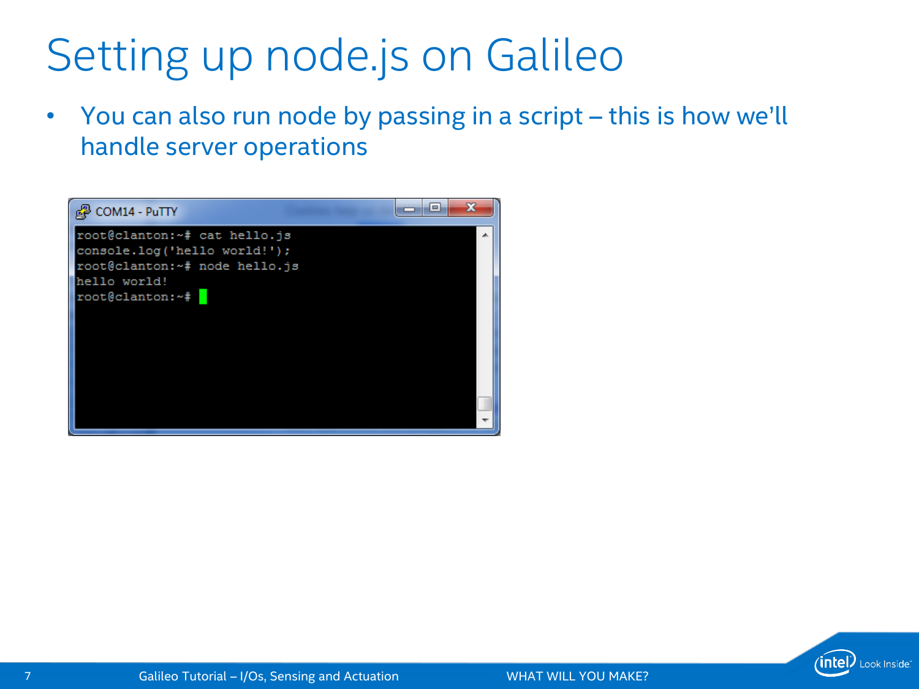# Setting up node.js on Galileo

- You can also run node by passing in a script – this is how we'll handle server operations

```
root@clanton:~# cat hello.js
console.log('hello world!');
root@clanton:~# node hello.js
hello world!
root@clanton:~#
```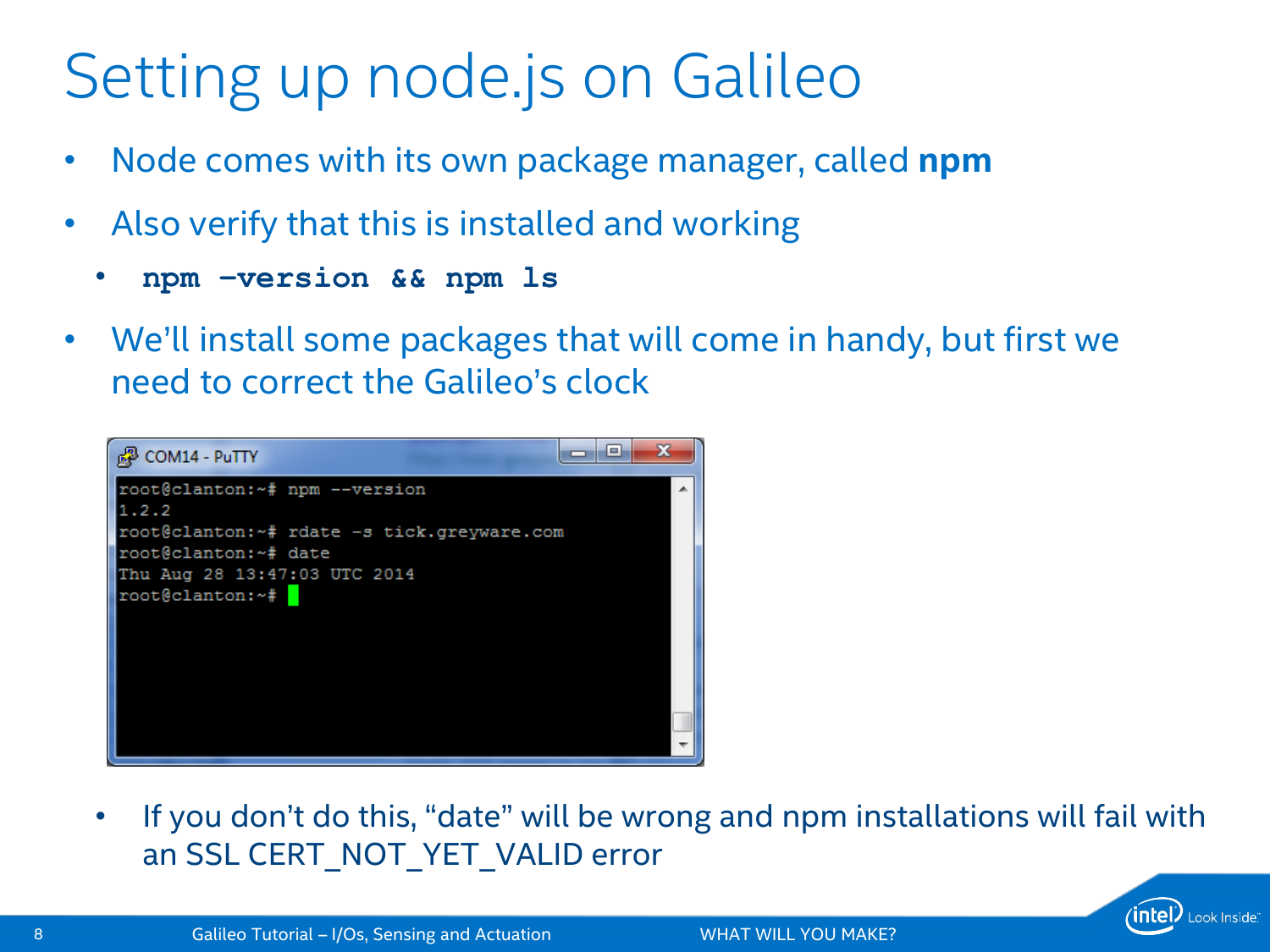# Setting up node.js on Galileo

- Node comes with its own package manager, called **npm**
- Also verify that this is installed and working
  - `npm –version && npm ls`
- We'll install some packages that will come in handy, but first we need to correct the Galileo's clock

```
root@clanton:~# npm --version
1.2.2
root@clanton:~# rdate -s tick.greyware.com
root@clanton:~# date
Thu Aug 28 13:47:03 UTC 2014
root@clanton:~#
```

- If you don't do this, "date" will be wrong and npm installations will fail with an SSL CERT_NOT_YET_VALID error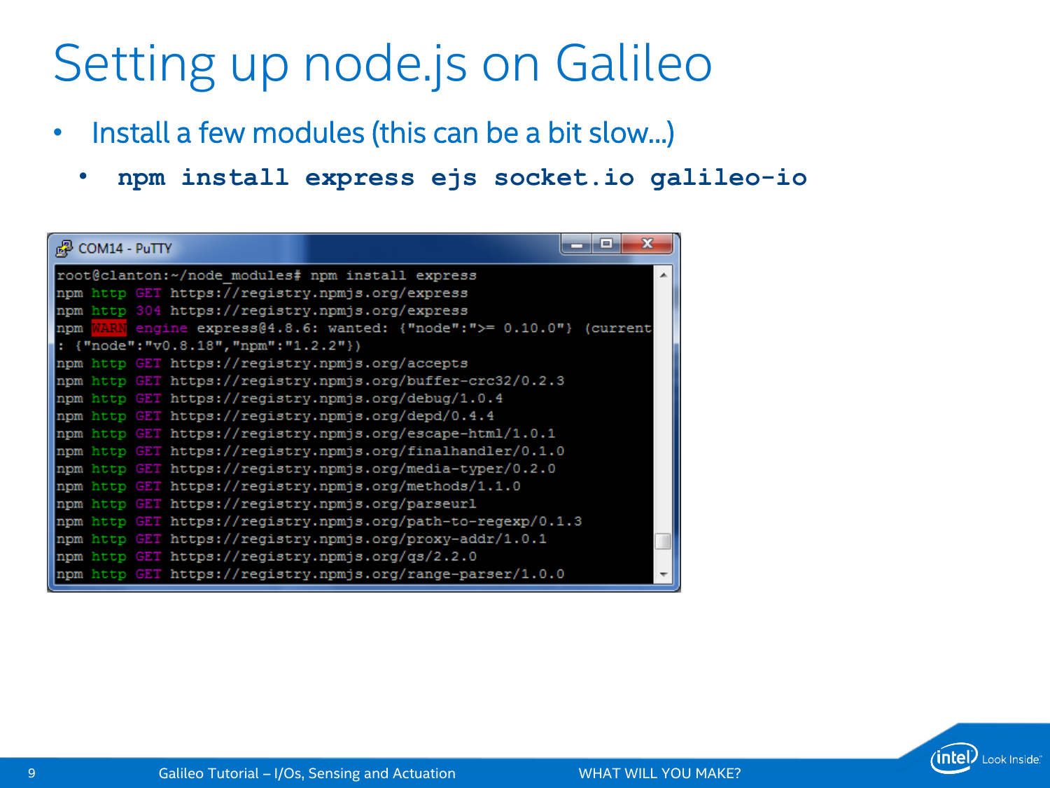# Setting up node.js on Galileo

- Install a few modules (this can be a bit slow…)
  - **`npm install express ejs socket.io galileo-io`**

```
root@clanton:~/node_modules# npm install express
npm http GET https://registry.npmjs.org/express
npm http 304 https://registry.npmjs.org/express
npm WARN engine express@4.8.6: wanted: {"node":">= 0.10.0"} (current
: {"node":"v0.8.18","npm":"1.2.2"})
npm http GET https://registry.npmjs.org/accepts
npm http GET https://registry.npmjs.org/buffer-crc32/0.2.3
npm http GET https://registry.npmjs.org/debug/1.0.4
npm http GET https://registry.npmjs.org/depd/0.4.4
npm http GET https://registry.npmjs.org/escape-html/1.0.1
npm http GET https://registry.npmjs.org/finalhandler/0.1.0
npm http GET https://registry.npmjs.org/media-typer/0.2.0
npm http GET https://registry.npmjs.org/methods/1.1.0
npm http GET https://registry.npmjs.org/parseurl
npm http GET https://registry.npmjs.org/path-to-regexp/0.1.3
npm http GET https://registry.npmjs.org/proxy-addr/1.0.1
npm http GET https://registry.npmjs.org/qs/2.2.0
npm http GET https://registry.npmjs.org/range-parser/1.0.0
```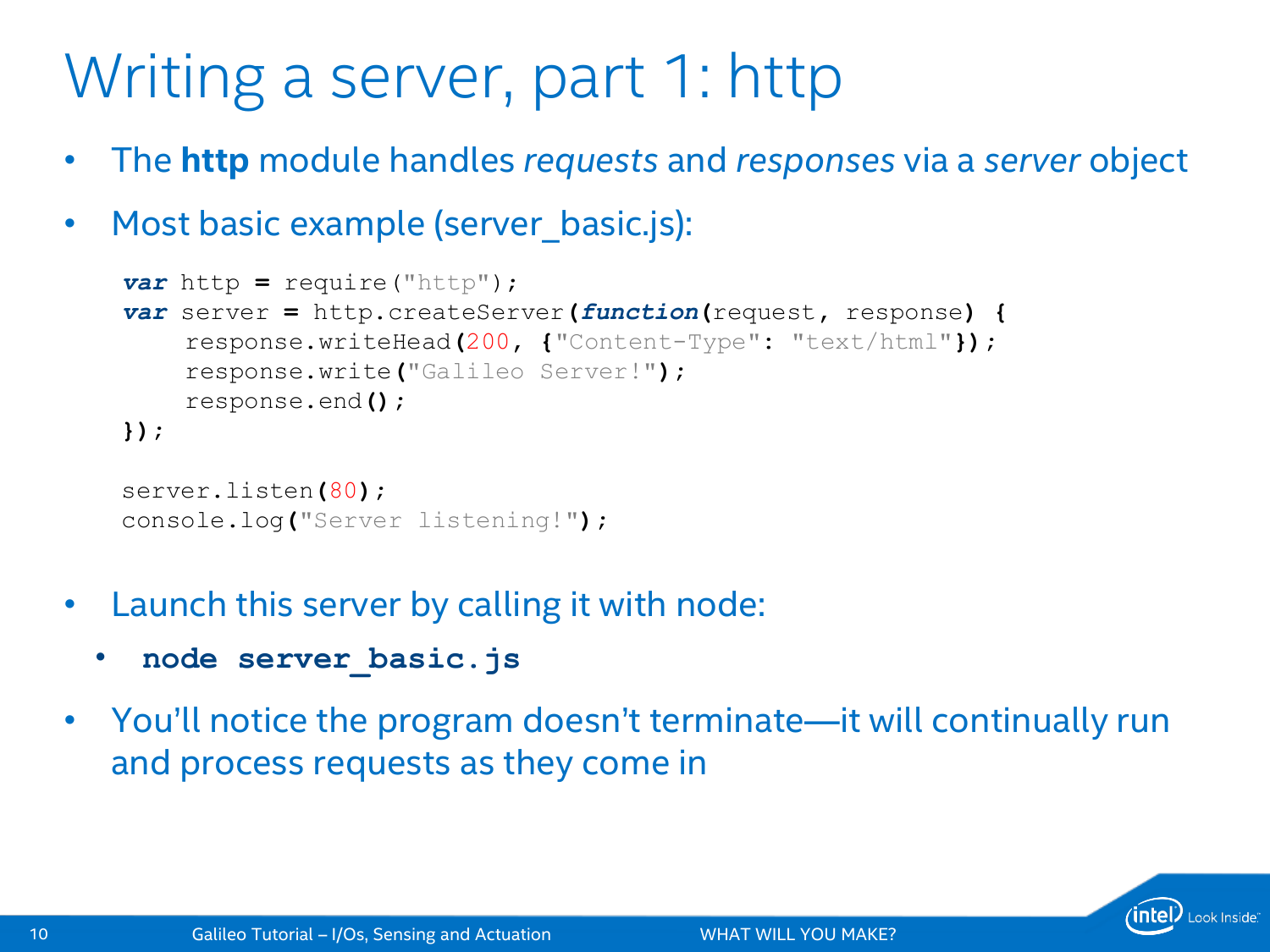# Writing a server, part 1: http

- The **http** module handles *requests* and *responses* via a *server* object
- Most basic example (server_basic.js):

```
var http = require("http");
var server = http.createServer(function(request, response) {
    response.writeHead(200, {"Content-Type": "text/html"});
    response.write("Galileo Server!");
    response.end();
});

server.listen(80);
console.log("Server listening!");
```

- Launch this server by calling it with node:
  - **`node server_basic.js`**
- You'll notice the program doesn't terminate—it will continually run and process requests as they come in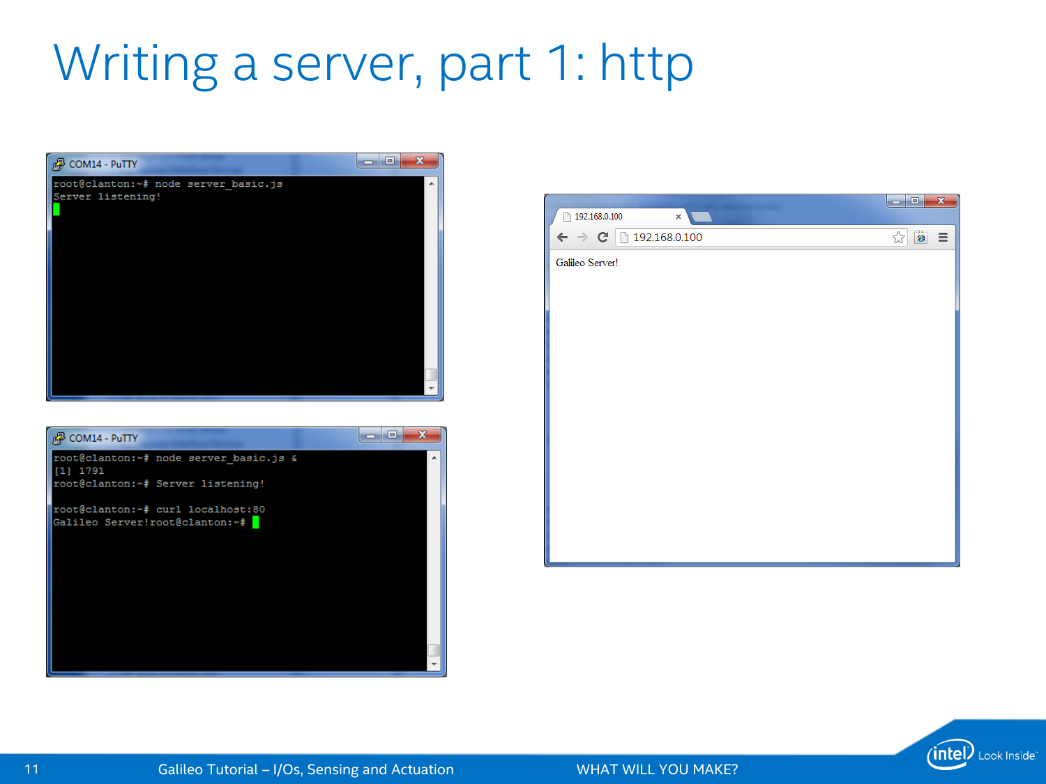# Writing a server, part 1: http

```
root@clanton:~# node server_basic.js
Server listening!
```

```
root@clanton:~# node server_basic.js &
[1] 1791
root@clanton:~# Server listening!

root@clanton:~# curl localhost:80
Galileo Server!root@clanton:~#
```

192.168.0.100

Galileo Server!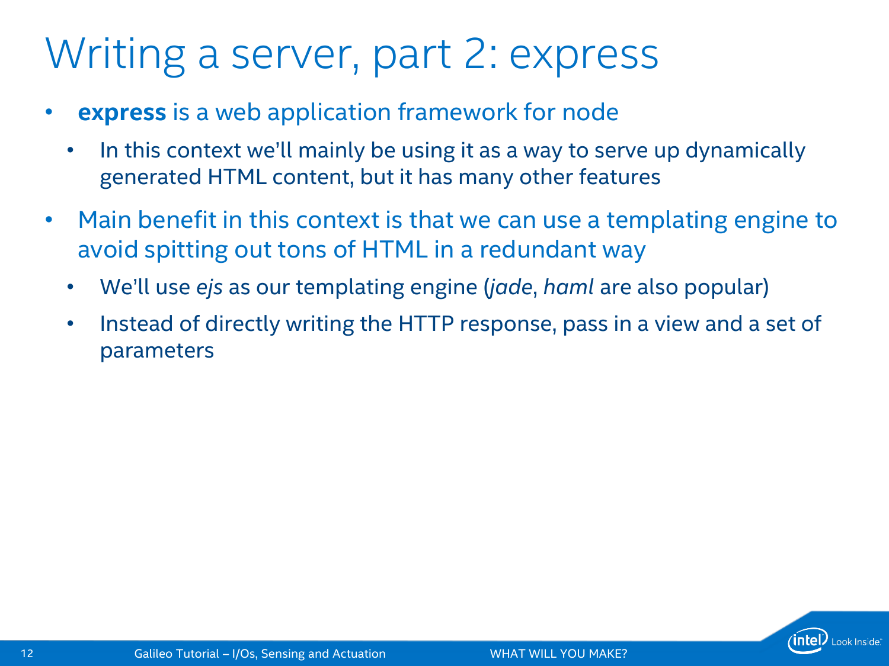# Writing a server, part 2: express

- **express** is a web application framework for node
  - In this context we'll mainly be using it as a way to serve up dynamically generated HTML content, but it has many other features
- Main benefit in this context is that we can use a templating engine to avoid spitting out tons of HTML in a redundant way
  - We'll use *ejs* as our templating engine (*jade*, *haml* are also popular)
  - Instead of directly writing the HTTP response, pass in a view and a set of parameters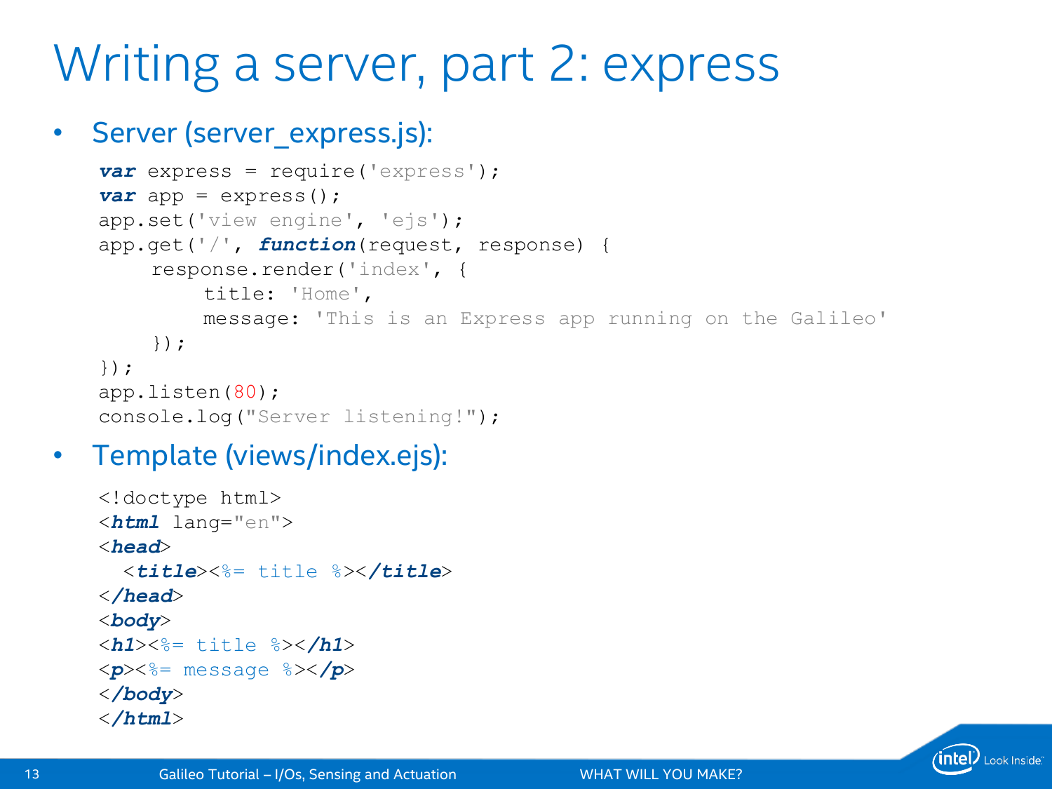# Writing a server, part 2: express

- Server (server_express.js):

```
var express = require('express');
var app = express();
app.set('view engine', 'ejs');
app.get('/', function(request, response) {
    response.render('index', {
        title: 'Home',
        message: 'This is an Express app running on the Galileo'
    });
});
app.listen(80);
console.log("Server listening!");
```

- Template (views/index.ejs):

```
<!doctype html>
<html lang="en">
<head>
  <title><%= title %></title>
</head>
<body>
<h1><%= title %></h1>
<p><%= message %></p>
</body>
</html>
```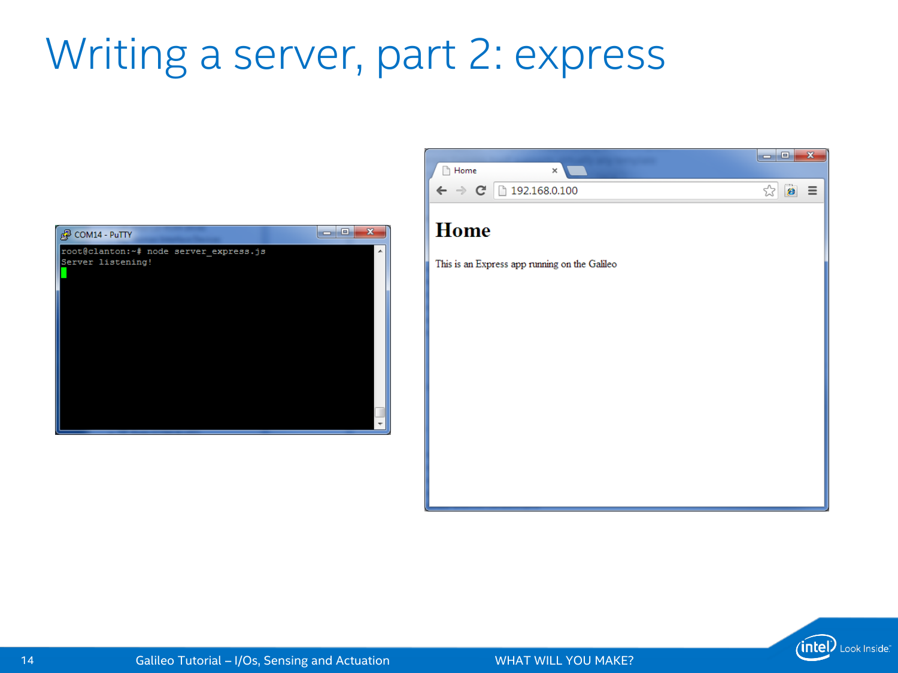# Writing a server, part 2: express

COM14 - PuTTY

```
root@clanton:~# node server_express.js
Server listening!
```

Home

192.168.0.100

## Home

This is an Express app running on the Galileo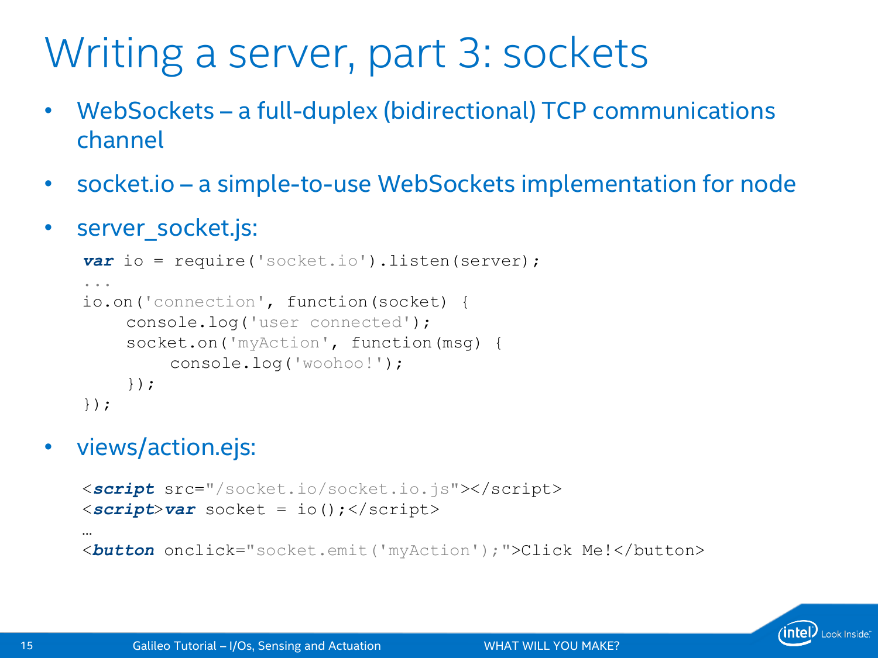# Writing a server, part 3: sockets

- WebSockets – a full-duplex (bidirectional) TCP communications channel
- socket.io – a simple-to-use WebSockets implementation for node
- server_socket.js:

```
var io = require('socket.io').listen(server);
...
io.on('connection', function(socket) {
    console.log('user connected');
    socket.on('myAction', function(msg) {
        console.log('woohoo!');
    });
});
```

- views/action.ejs:

```
<script src="/socket.io/socket.io.js"></script>
<script>var socket = io();</script>
…
<button onclick="socket.emit('myAction');">Click Me!</button>
```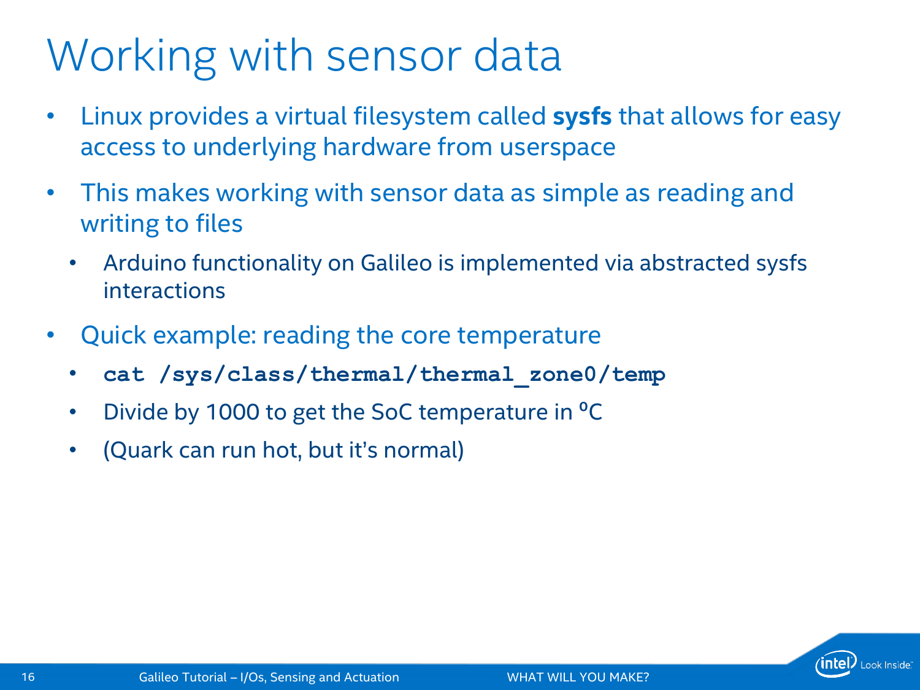# Working with sensor data

- Linux provides a virtual filesystem called **sysfs** that allows for easy access to underlying hardware from userspace
- This makes working with sensor data as simple as reading and writing to files
  - Arduino functionality on Galileo is implemented via abstracted sysfs interactions
- Quick example: reading the core temperature
  - **`cat /sys/class/thermal/thermal_zone0/temp`**
  - Divide by 1000 to get the SoC temperature in $^{o}$C
  - (Quark can run hot, but it's normal)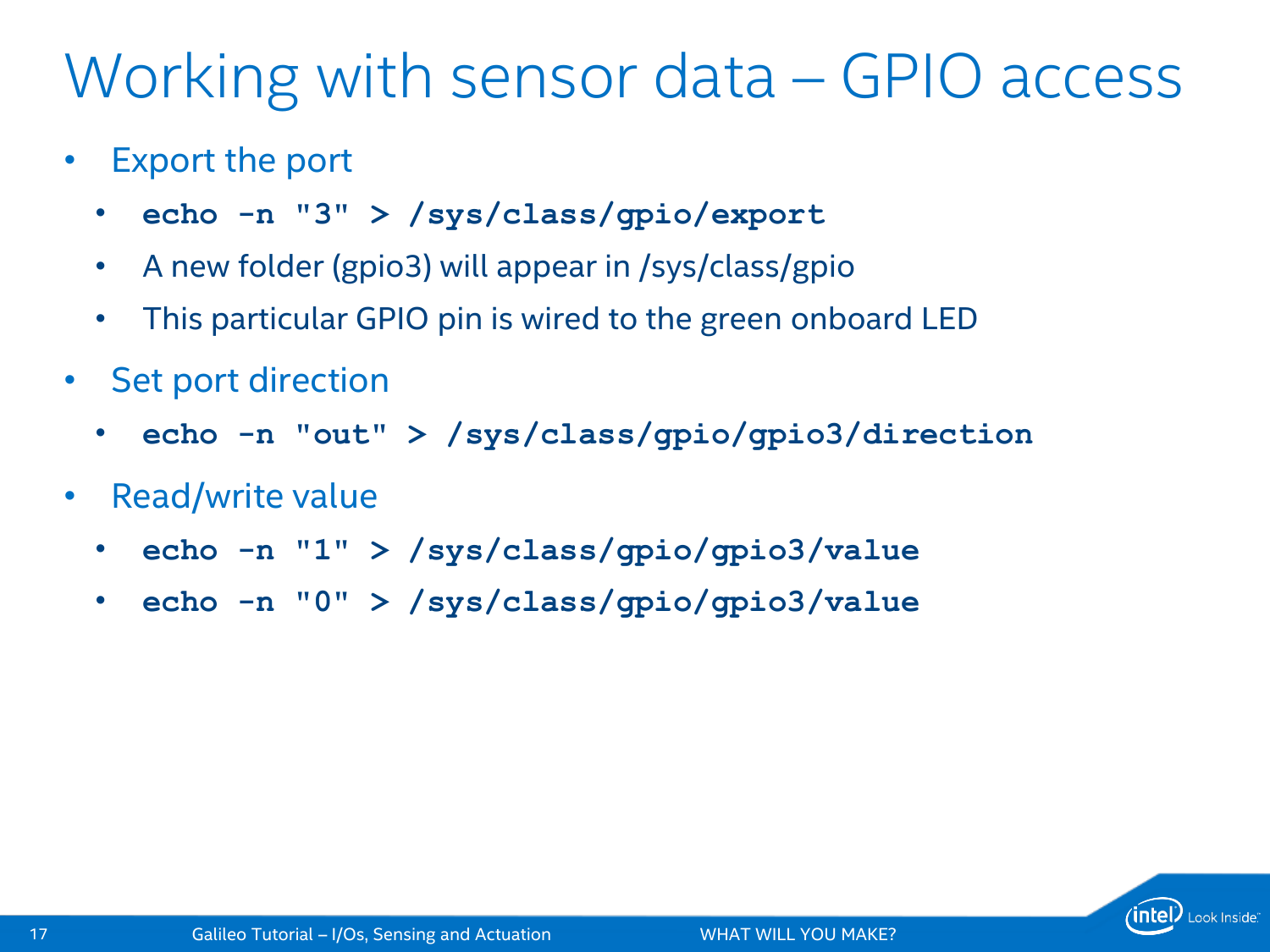# Working with sensor data – GPIO access

- Export the port
  - `echo -n "3" > /sys/class/gpio/export`
  - A new folder (gpio3) will appear in /sys/class/gpio
  - This particular GPIO pin is wired to the green onboard LED
- Set port direction
  - `echo -n "out" > /sys/class/gpio/gpio3/direction`
- Read/write value
  - `echo -n "1" > /sys/class/gpio/gpio3/value`
  - `echo -n "0" > /sys/class/gpio/gpio3/value`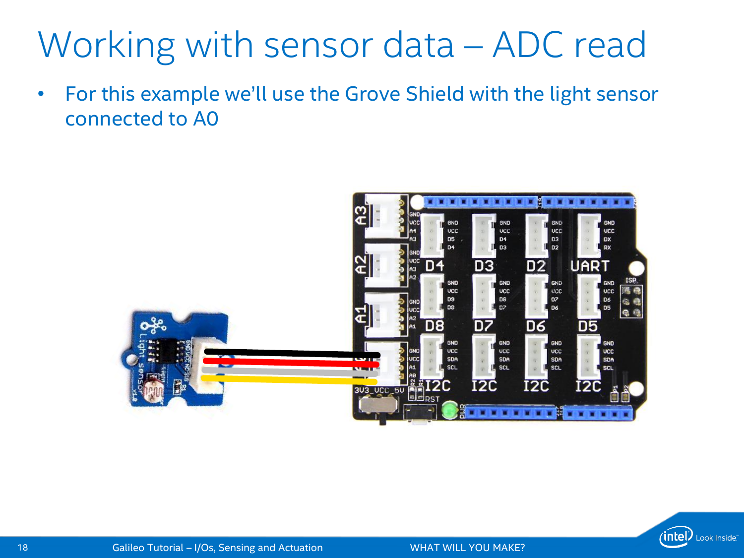# Working with sensor data – ADC read

- For this example we'll use the Grove Shield with the light sensor connected to A0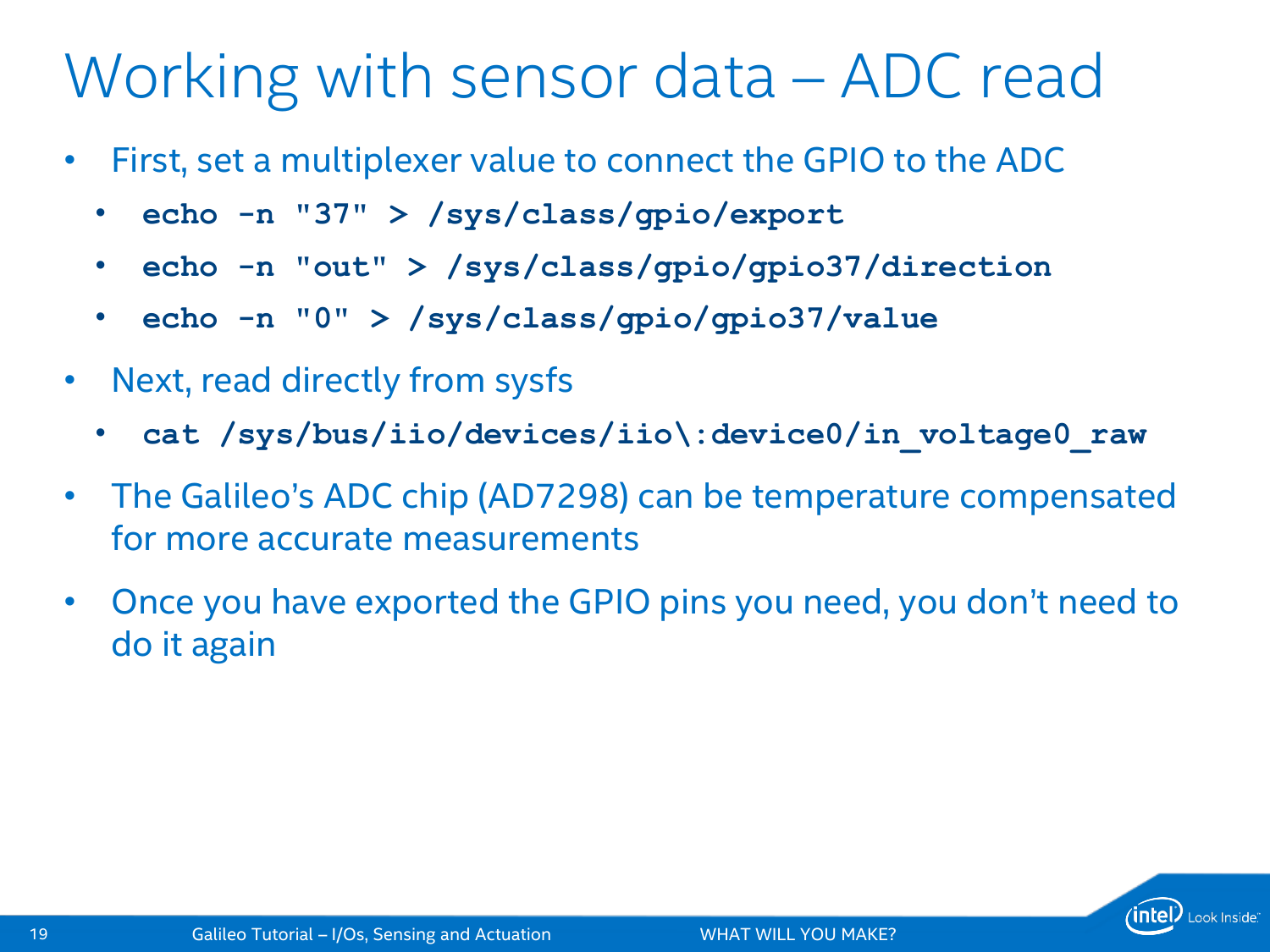# Working with sensor data – ADC read

- First, set a multiplexer value to connect the GPIO to the ADC
  - `echo -n "37" > /sys/class/gpio/export`
  - `echo -n "out" > /sys/class/gpio/gpio37/direction`
  - `echo -n "0" > /sys/class/gpio/gpio37/value`
- Next, read directly from sysfs
  - `cat /sys/bus/iio/devices/iio\:device0/in_voltage0_raw`
- The Galileo's ADC chip (AD7298) can be temperature compensated for more accurate measurements
- Once you have exported the GPIO pins you need, you don't need to do it again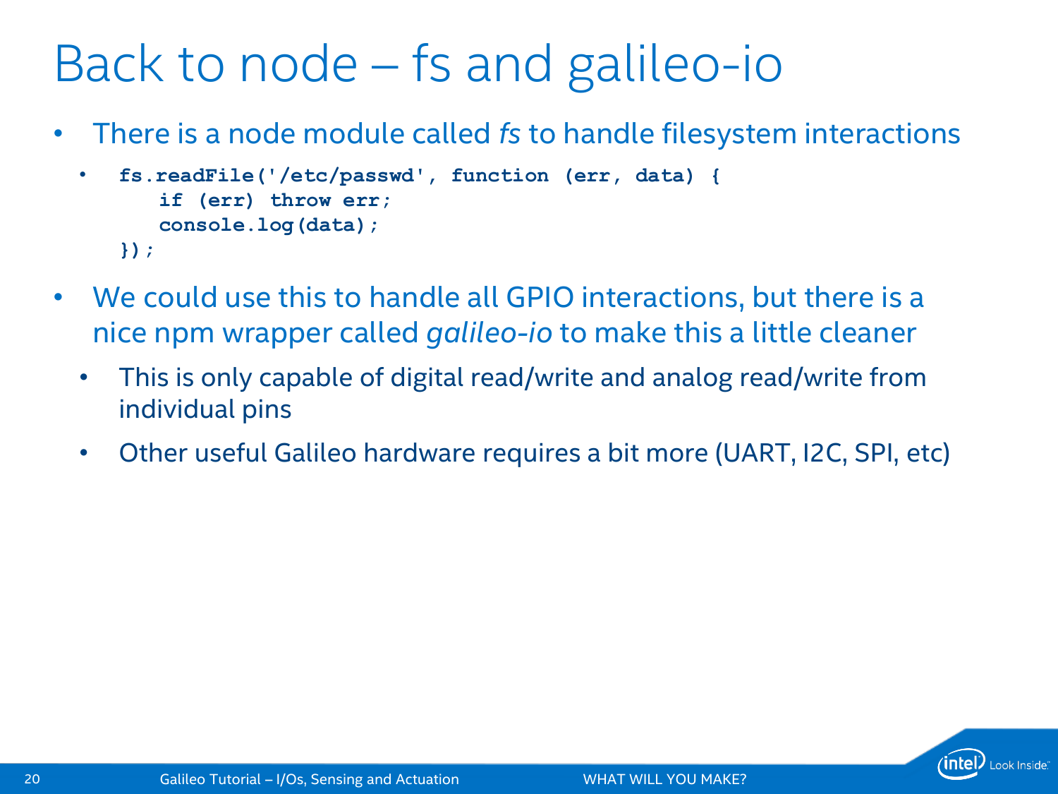# Back to node – fs and galileo-io

- There is a node module called *fs* to handle filesystem interactions
  - ```
    fs.readFile('/etc/passwd', function (err, data) {
        if (err) throw err;
        console.log(data);
    });
    ```
- We could use this to handle all GPIO interactions, but there is a nice npm wrapper called *galileo-io* to make this a little cleaner
  - This is only capable of digital read/write and analog read/write from individual pins
  - Other useful Galileo hardware requires a bit more (UART, I2C, SPI, etc)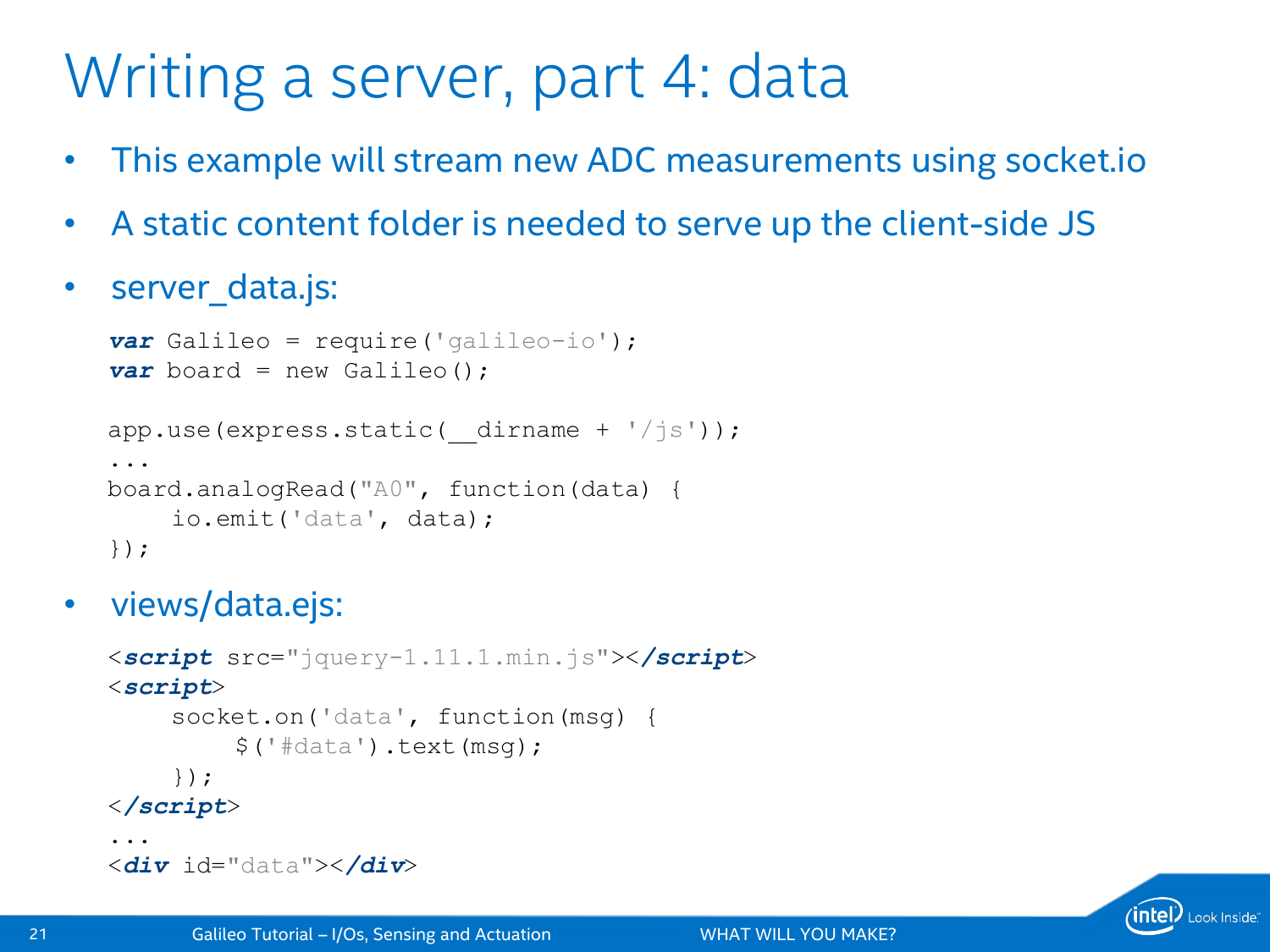# Writing a server, part 4: data

- This example will stream new ADC measurements using socket.io
- A static content folder is needed to serve up the client-side JS
- server_data.js:

```
var Galileo = require('galileo-io');
var board = new Galileo();

app.use(express.static(__dirname + '/js'));
...
board.analogRead("A0", function(data) {
    io.emit('data', data);
});
```

- views/data.ejs:

```
<script src="jquery-1.11.1.min.js"></script>
<script>
    socket.on('data', function(msg) {
        $('#data').text(msg);
    });
</script>
...
<div id="data"></div>
```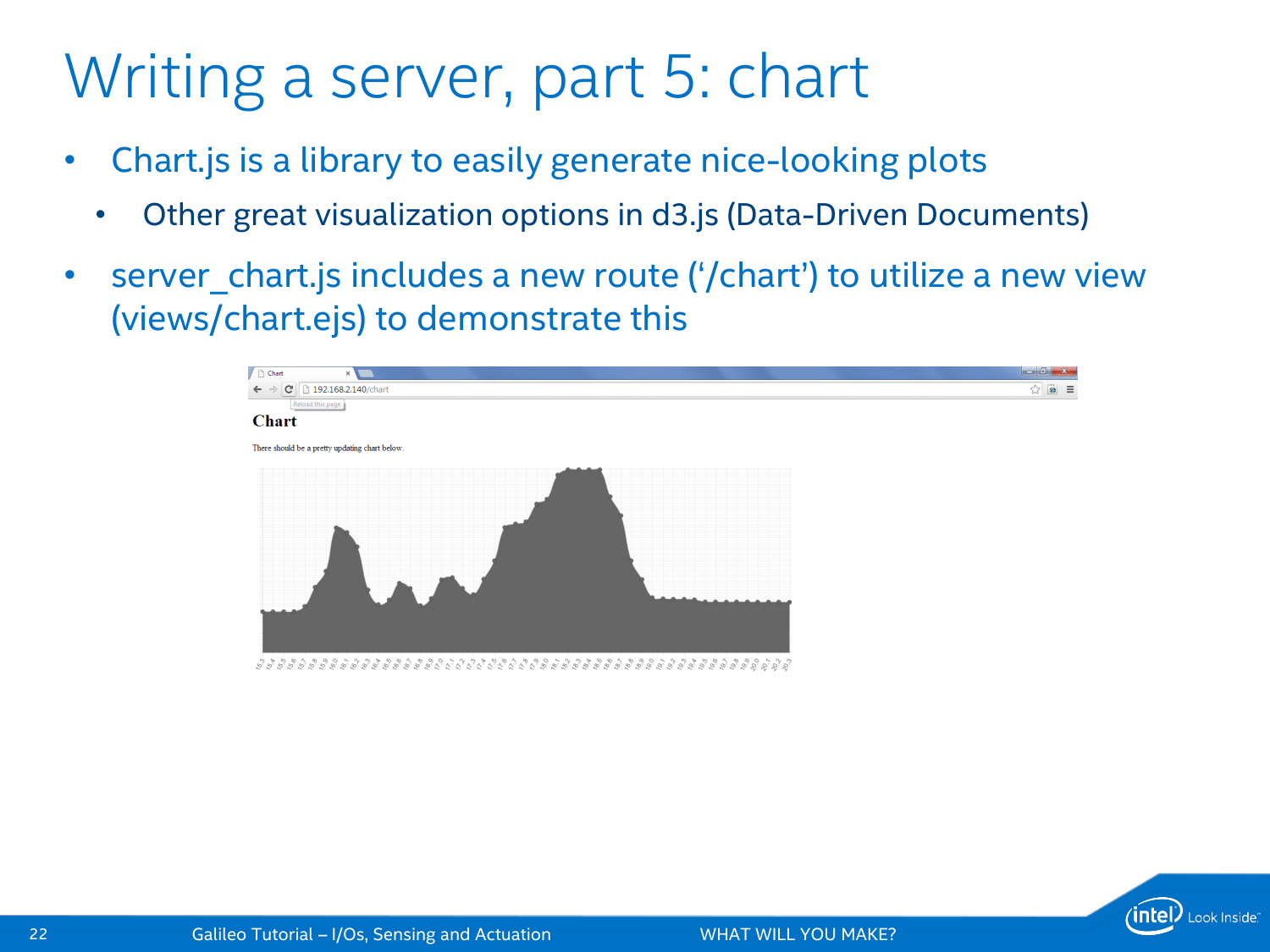# Writing a server, part 5: chart

- Chart.js is a library to easily generate nice-looking plots
  - Other great visualization options in d3.js (Data-Driven Documents)
- server_chart.js includes a new route (‘/chart’) to utilize a new view (views/chart.ejs) to demonstrate this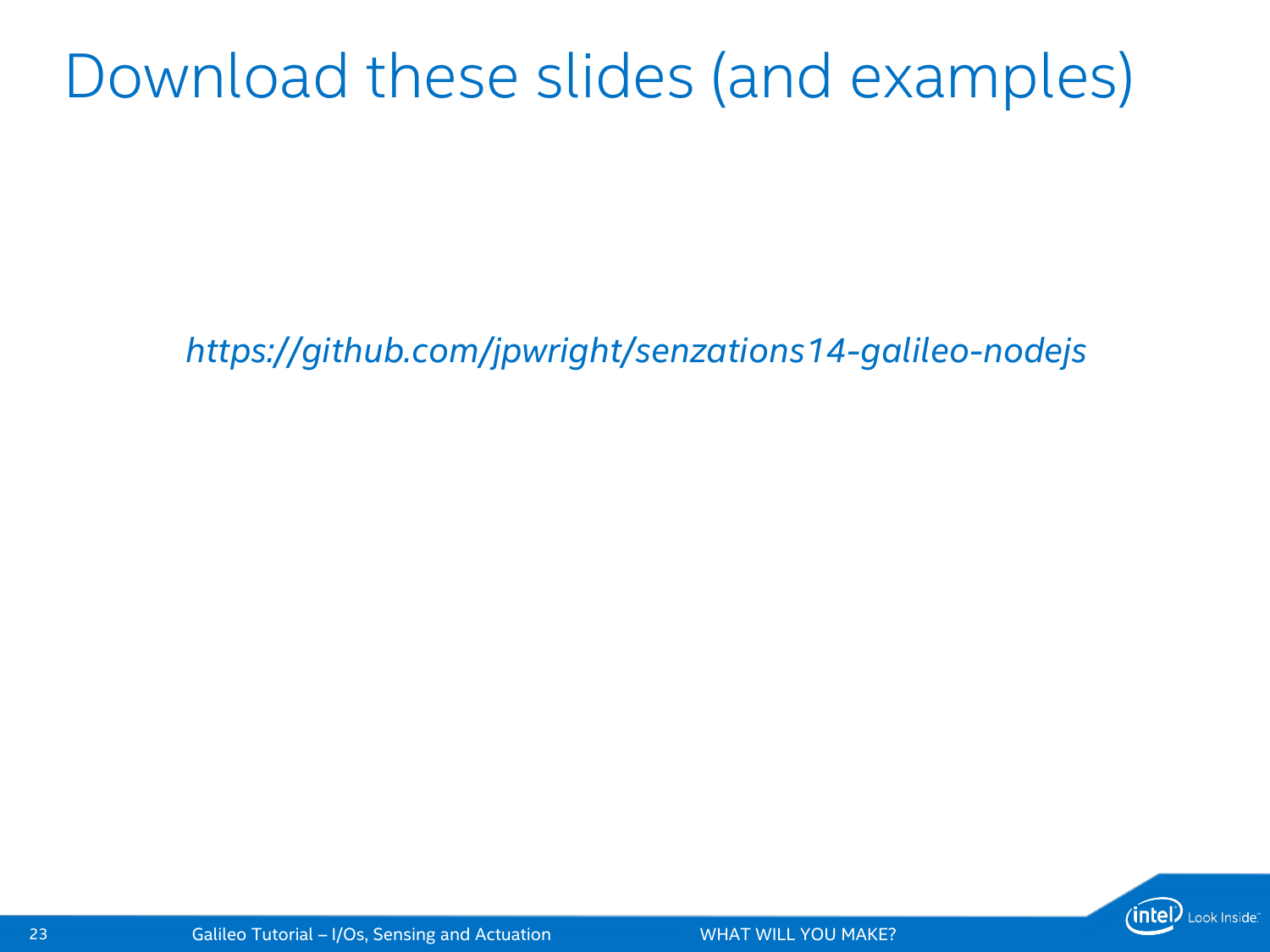# Download these slides (and examples)

*https://github.com/jpwright/senzations14-galileo-nodejs*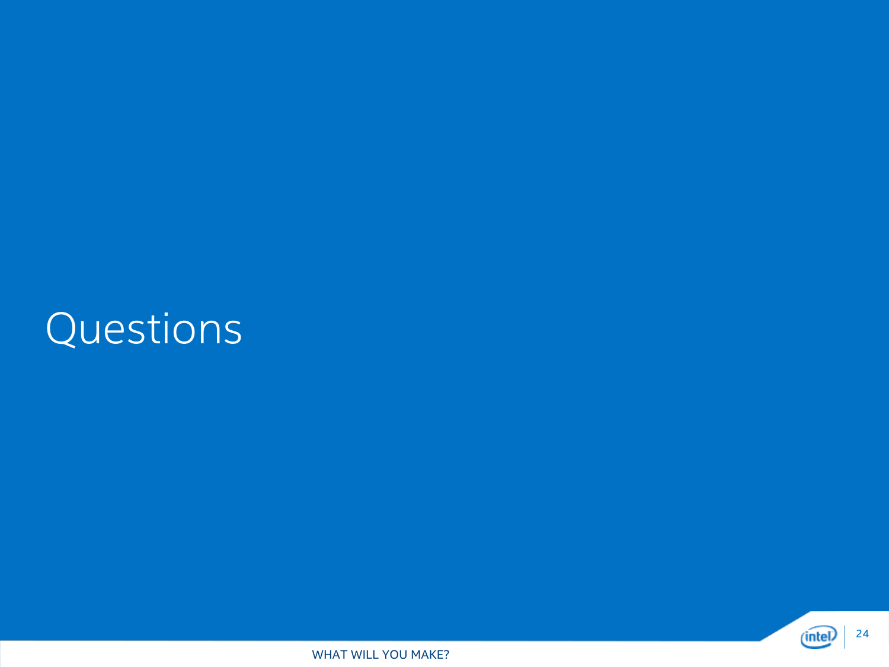# Questions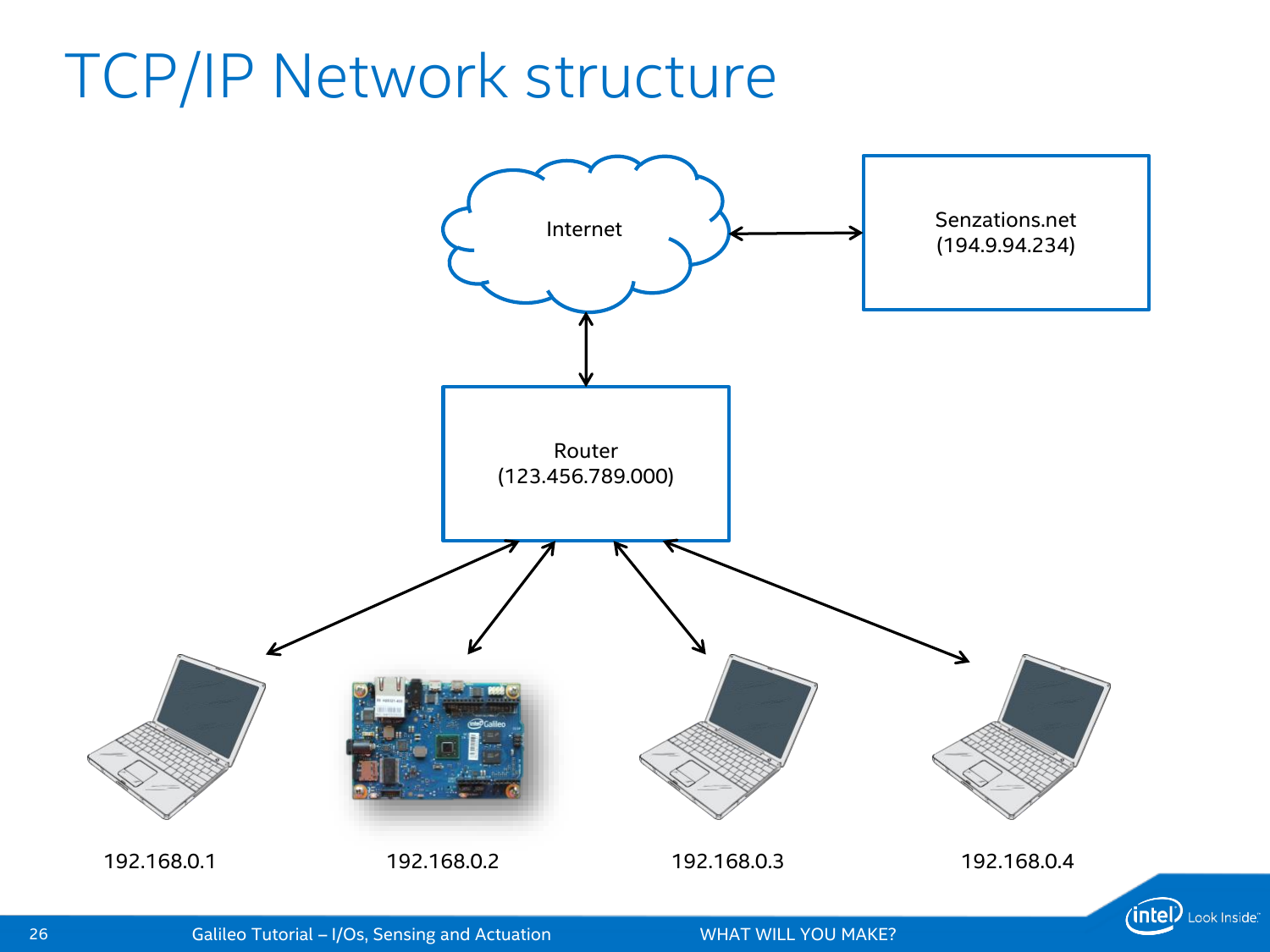# TCP/IP Network structure

Internet

Senzations.net
(194.9.94.234)

Router
(123.456.789.000)

192.168.0.1

192.168.0.2

192.168.0.3

192.168.0.4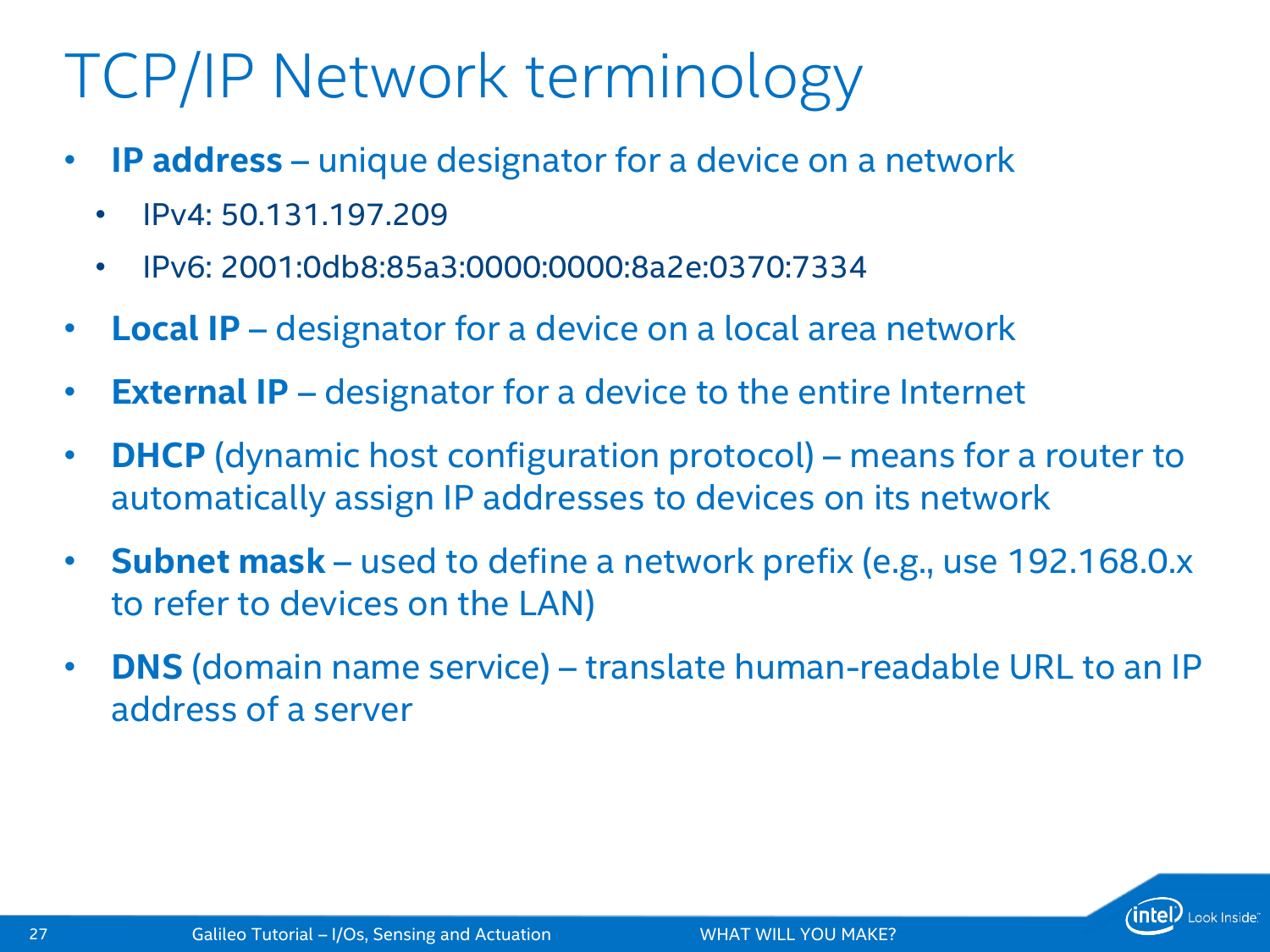# TCP/IP Network terminology

- **IP address** – unique designator for a device on a network
  - IPv4: 50.131.197.209
  - IPv6: 2001:0db8:85a3:0000:0000:8a2e:0370:7334
- **Local IP** – designator for a device on a local area network
- **External IP** – designator for a device to the entire Internet
- **DHCP** (dynamic host configuration protocol) – means for a router to automatically assign IP addresses to devices on its network
- **Subnet mask** – used to define a network prefix (e.g., use 192.168.0.x to refer to devices on the LAN)
- **DNS** (domain name service) – translate human-readable URL to an IP address of a server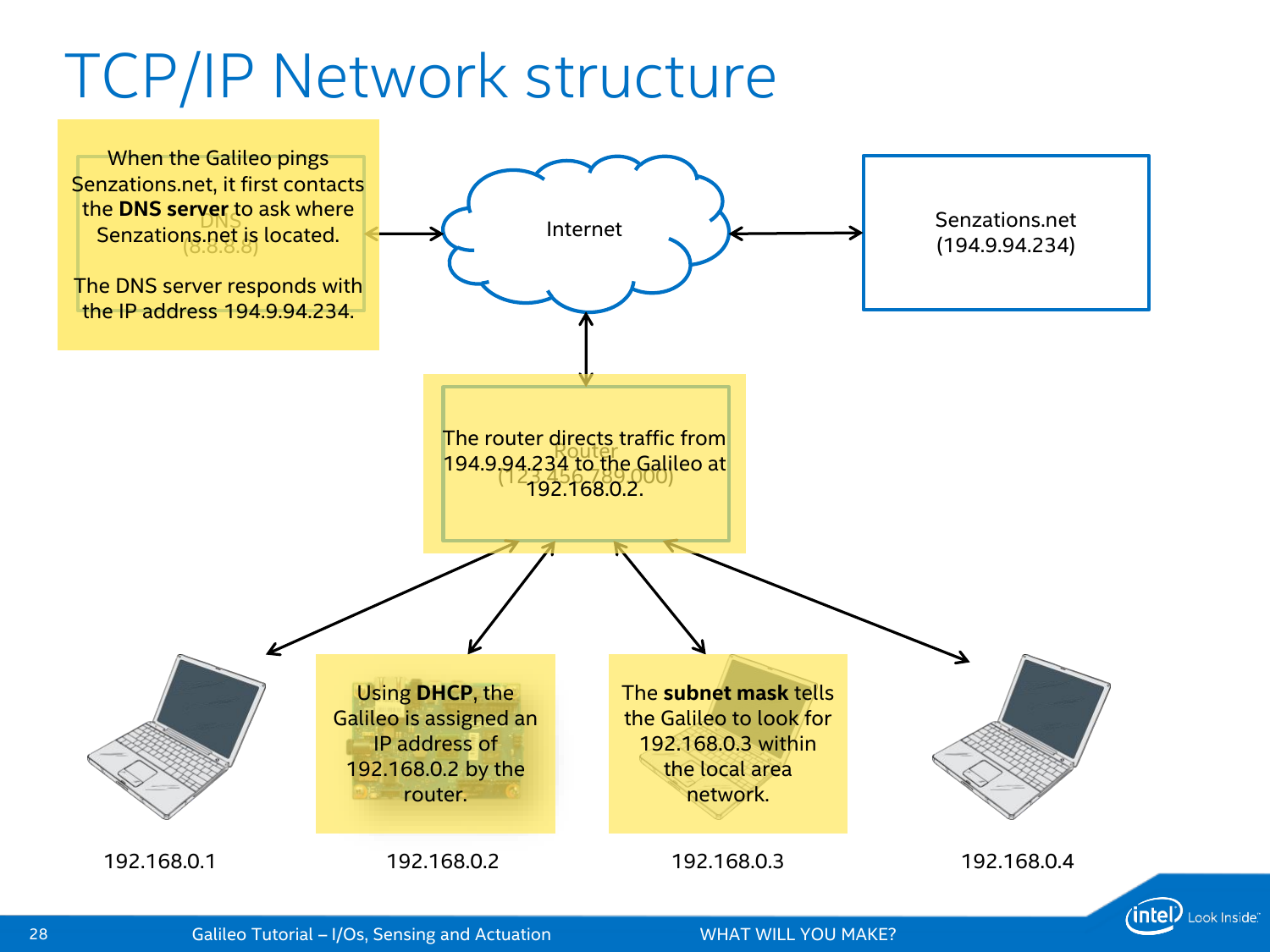# TCP/IP Network structure

When the Galileo pings Senzations.net, it first contacts the **DNS server** to ask where Senzations.net is located.

The DNS server responds with the IP address 194.9.94.234.

DNS (8.8.8.8)

Internet

Senzations.net (194.9.94.234)

Router (123.456.789.000)

The router directs traffic from 194.9.94.234 to the Galileo at 192.168.0.2.

Using **DHCP**, the Galileo is assigned an IP address of 192.168.0.2 by the router.

The **subnet mask** tells the Galileo to look for 192.168.0.3 within the local area network.

192.168.0.1

192.168.0.2

192.168.0.3

192.168.0.4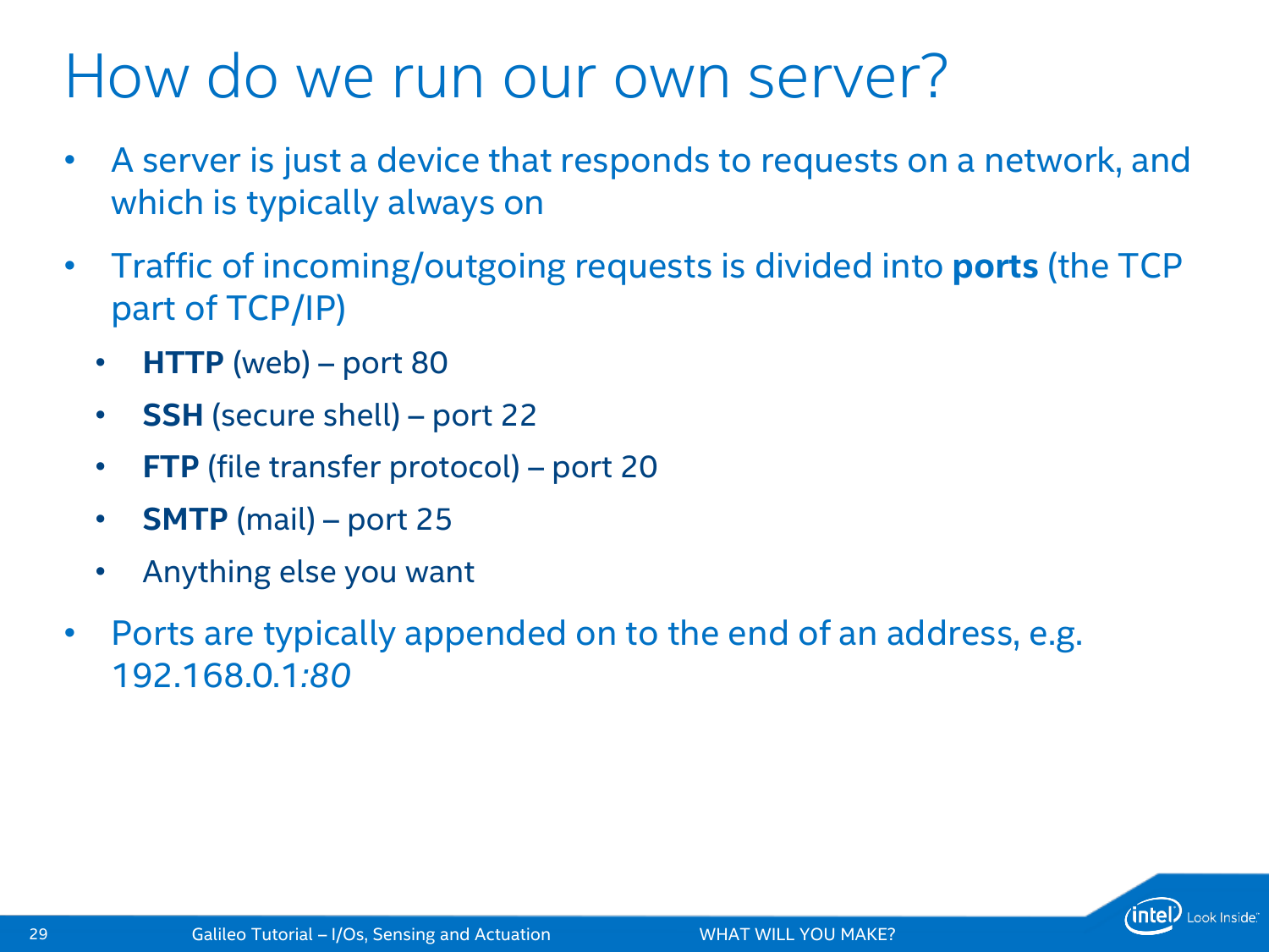# How do we run our own server?

- A server is just a device that responds to requests on a network, and which is typically always on
- Traffic of incoming/outgoing requests is divided into **ports** (the TCP part of TCP/IP)
  - **HTTP** (web) – port 80
  - **SSH** (secure shell) – port 22
  - **FTP** (file transfer protocol) – port 20
  - **SMTP** (mail) – port 25
  - Anything else you want
- Ports are typically appended on to the end of an address, e.g. 192.168.0.1*:80*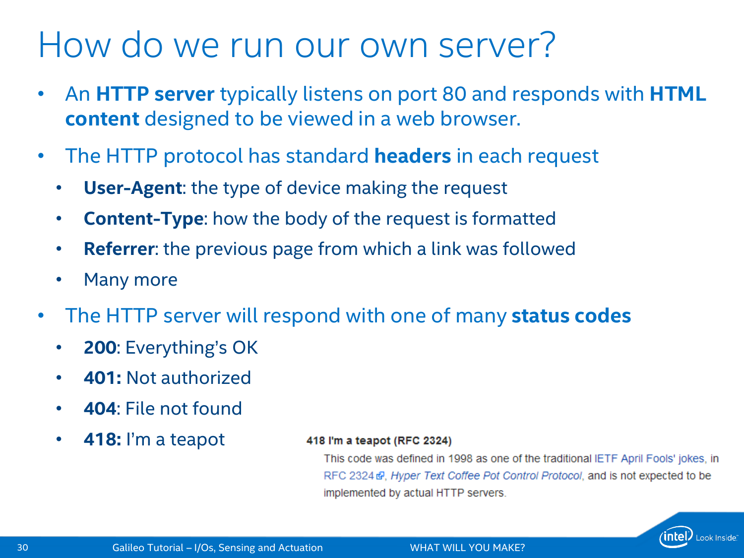# How do we run our own server?

- An **HTTP server** typically listens on port 80 and responds with **HTML content** designed to be viewed in a web browser.
- The HTTP protocol has standard **headers** in each request
  - **User-Agent**: the type of device making the request
  - **Content-Type**: how the body of the request is formatted
  - **Referrer**: the previous page from which a link was followed
  - Many more
- The HTTP server will respond with one of many **status codes**
  - **200**: Everything's OK
  - **401:** Not authorized
  - **404**: File not found
  - **418:** I'm a teapot

**418 I'm a teapot (RFC 2324)**

This code was defined in 1998 as one of the traditional IETF April Fools' jokes, in RFC 2324, *Hyper Text Coffee Pot Control Protocol*, and is not expected to be implemented by actual HTTP servers.